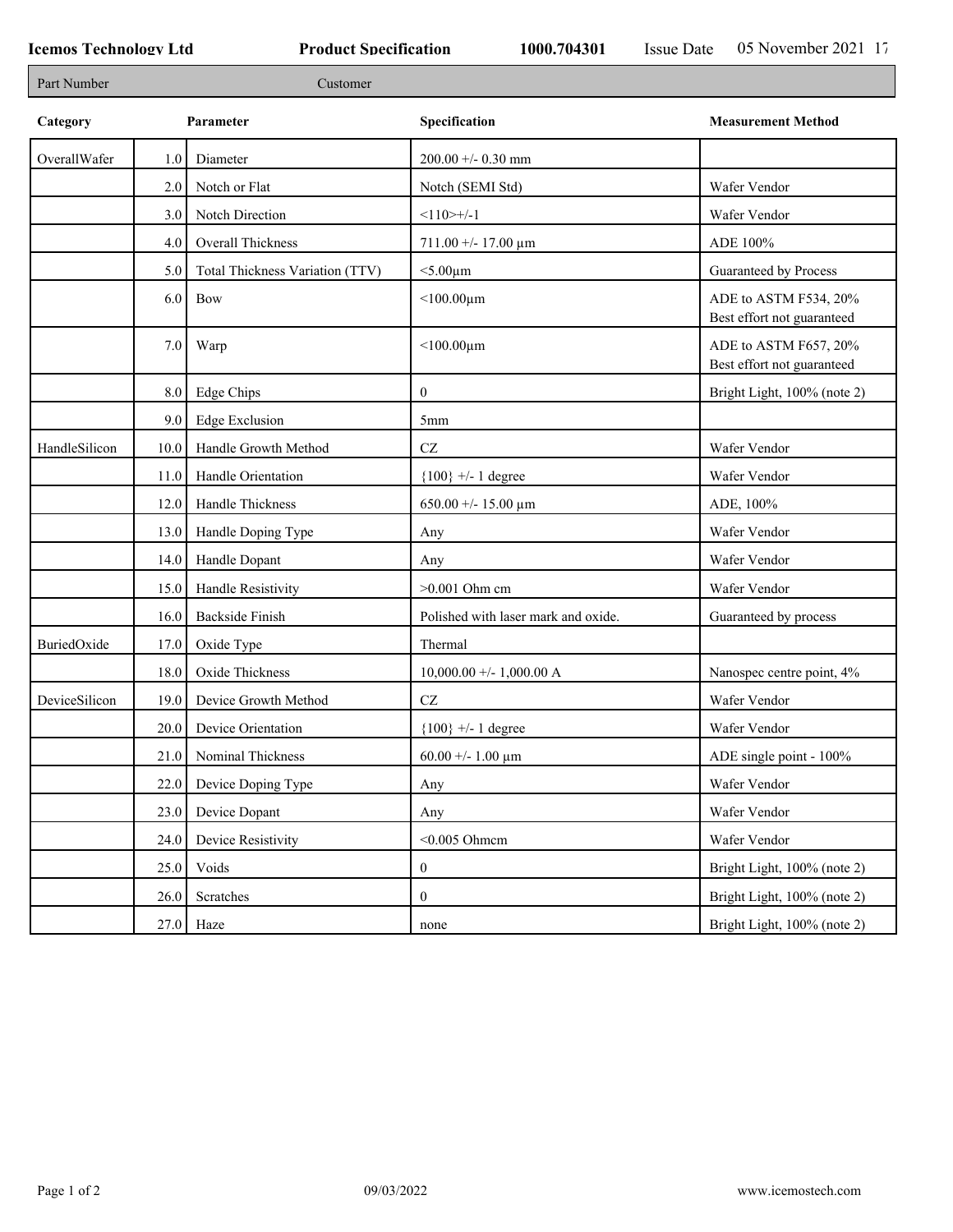**Icemos Technology Ltd** **Product Specification** **1000.704301** Issue Date 05 November 2021 17

| Part Number | Customer |
|---|---|

| Category | | Parameter | Specification | Measurement Method |
|---|---|---|---|---|
| OverallWafer | 1.0 | Diameter | 200.00 +/- 0.30 mm | |
| | 2.0 | Notch or Flat | Notch (SEMI Std) | Wafer Vendor |
| | 3.0 | Notch Direction | <110>+/-1 | Wafer Vendor |
| | 4.0 | Overall Thickness | 711.00 +/- 17.00 µm | ADE 100% |
| | 5.0 | Total Thickness Variation (TTV) | <5.00µm | Guaranteed by Process |
| | 6.0 | Bow | <100.00µm | ADE to ASTM F534, 20% Best effort not guaranteed |
| | 7.0 | Warp | <100.00µm | ADE to ASTM F657, 20% Best effort not guaranteed |
| | 8.0 | Edge Chips | 0 | Bright Light, 100% (note 2) |
| | 9.0 | Edge Exclusion | 5mm | |
| HandleSilicon | 10.0 | Handle Growth Method | CZ | Wafer Vendor |
| | 11.0 | Handle Orientation | {100} +/- 1 degree | Wafer Vendor |
| | 12.0 | Handle Thickness | 650.00 +/- 15.00 µm | ADE, 100% |
| | 13.0 | Handle Doping Type | Any | Wafer Vendor |
| | 14.0 | Handle Dopant | Any | Wafer Vendor |
| | 15.0 | Handle Resistivity | >0.001 Ohm cm | Wafer Vendor |
| | 16.0 | Backside Finish | Polished with laser mark and oxide. | Guaranteed by process |
| BuriedOxide | 17.0 | Oxide Type | Thermal | |
| | 18.0 | Oxide Thickness | 10,000.00 +/- 1,000.00 A | Nanospec centre point, 4% |
| DeviceSilicon | 19.0 | Device Growth Method | CZ | Wafer Vendor |
| | 20.0 | Device Orientation | {100} +/- 1 degree | Wafer Vendor |
| | 21.0 | Nominal Thickness | 60.00 +/- 1.00 µm | ADE single point - 100% |
| | 22.0 | Device Doping Type | Any | Wafer Vendor |
| | 23.0 | Device Dopant | Any | Wafer Vendor |
| | 24.0 | Device Resistivity | <0.005 Ohmcm | Wafer Vendor |
| | 25.0 | Voids | 0 | Bright Light, 100% (note 2) |
| | 26.0 | Scratches | 0 | Bright Light, 100% (note 2) |
| | 27.0 | Haze | none | Bright Light, 100% (note 2) |

09/03/2022

www.icemostech.com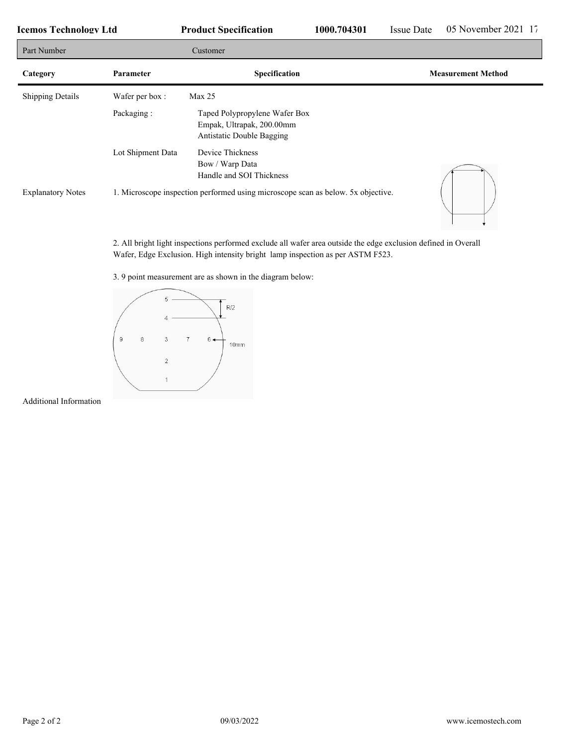| Part Number | Customer | | |
| --- | --- | --- | --- |
| **Category** | **Parameter** | **Specification** | **Measurement Method** |
| Shipping Details | Wafer per box : | Max 25 | |
| | Packaging : | Taped Polypropylene Wafer Box<br>Empak, Ultrapak, 200.00mm<br>Antistatic Double Bagging | |
| | Lot Shipment Data | Device Thickness<br>Bow / Warp Data<br>Handle and SOI Thickness | |
| Explanatory Notes | 1. Microscope inspection performed using microscope scan as below. 5x objective. | | |

2. All bright light inspections performed exclude all wafer area outside the edge exclusion defined in Overall Wafer, Edge Exclusion. High intensity bright lamp inspection as per ASTM F523.

3. 9 point measurement are as shown in the diagram below:

5
4
R/2
9 8 3 7 6
10mm
2
1

Additional Information